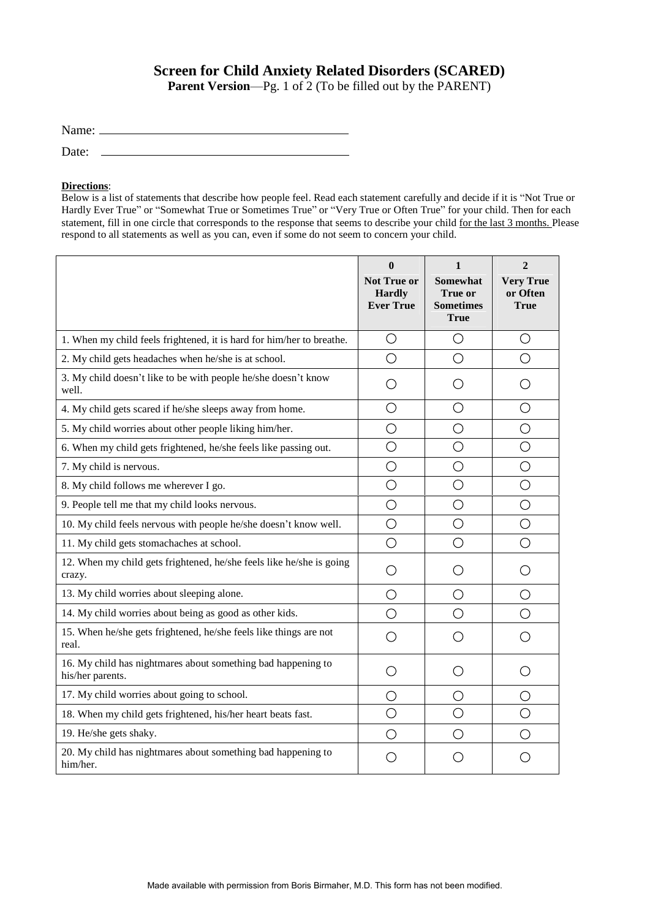# Screen for Child Anxiety Related Disorders (SCARED)

**Parent Version**—Pg. 1 of 2 (To be filled out by the PARENT)

Name: ________________________________________

Date: ________________________________________

**Directions**:
Below is a list of statements that describe how people feel. Read each statement carefully and decide if it is "Not True or Hardly Ever True" or "Somewhat True or Sometimes True" or "Very True or Often True" for your child. Then for each statement, fill in one circle that corresponds to the response that seems to describe your child for the last 3 months. Please respond to all statements as well as you can, even if some do not seem to concern your child.

| | 0<br>Not True or Hardly Ever True | 1<br>Somewhat True or Sometimes True | 2<br>Very True or Often True |
|---|---|---|---|
| 1. When my child feels frightened, it is hard for him/her to breathe. | ○ | ○ | ○ |
| 2. My child gets headaches when he/she is at school. | ○ | ○ | ○ |
| 3. My child doesn't like to be with people he/she doesn't know well. | ○ | ○ | ○ |
| 4. My child gets scared if he/she sleeps away from home. | ○ | ○ | ○ |
| 5. My child worries about other people liking him/her. | ○ | ○ | ○ |
| 6. When my child gets frightened, he/she feels like passing out. | ○ | ○ | ○ |
| 7. My child is nervous. | ○ | ○ | ○ |
| 8. My child follows me wherever I go. | ○ | ○ | ○ |
| 9. People tell me that my child looks nervous. | ○ | ○ | ○ |
| 10. My child feels nervous with people he/she doesn't know well. | ○ | ○ | ○ |
| 11. My child gets stomachaches at school. | ○ | ○ | ○ |
| 12. When my child gets frightened, he/she feels like he/she is going crazy. | ○ | ○ | ○ |
| 13. My child worries about sleeping alone. | ○ | ○ | ○ |
| 14. My child worries about being as good as other kids. | ○ | ○ | ○ |
| 15. When he/she gets frightened, he/she feels like things are not real. | ○ | ○ | ○ |
| 16. My child has nightmares about something bad happening to his/her parents. | ○ | ○ | ○ |
| 17. My child worries about going to school. | ○ | ○ | ○ |
| 18. When my child gets frightened, his/her heart beats fast. | ○ | ○ | ○ |
| 19. He/she gets shaky. | ○ | ○ | ○ |
| 20. My child has nightmares about something bad happening to him/her. | ○ | ○ | ○ |

Made available with permission from Boris Birmaher, M.D. This form has not been modified.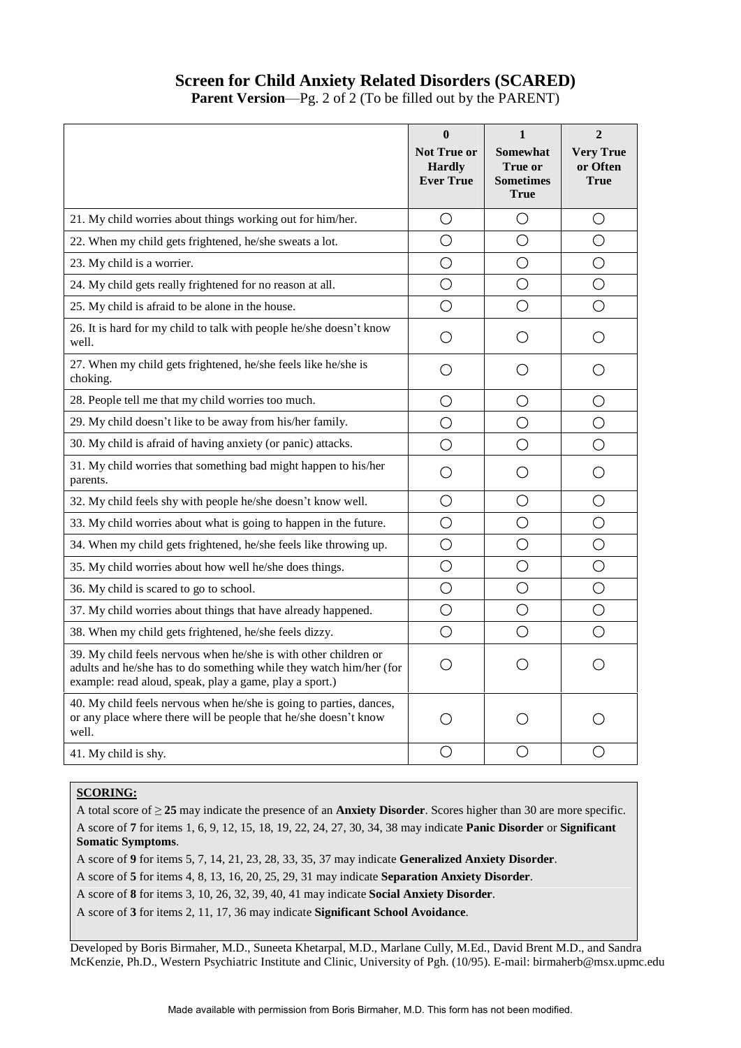# Screen for Child Anxiety Related Disorders (SCARED)

**Parent Version**—Pg. 2 of 2 (To be filled out by the PARENT)

| | 0 **Not True or Hardly Ever True** | 1 **Somewhat True or Sometimes True** | 2 **Very True or Often True** |
|---|---|---|---|
| 21. My child worries about things working out for him/her. | ○ | ○ | ○ |
| 22. When my child gets frightened, he/she sweats a lot. | ○ | ○ | ○ |
| 23. My child is a worrier. | ○ | ○ | ○ |
| 24. My child gets really frightened for no reason at all. | ○ | ○ | ○ |
| 25. My child is afraid to be alone in the house. | ○ | ○ | ○ |
| 26. It is hard for my child to talk with people he/she doesn't know well. | ○ | ○ | ○ |
| 27. When my child gets frightened, he/she feels like he/she is choking. | ○ | ○ | ○ |
| 28. People tell me that my child worries too much. | ○ | ○ | ○ |
| 29. My child doesn't like to be away from his/her family. | ○ | ○ | ○ |
| 30. My child is afraid of having anxiety (or panic) attacks. | ○ | ○ | ○ |
| 31. My child worries that something bad might happen to his/her parents. | ○ | ○ | ○ |
| 32. My child feels shy with people he/she doesn't know well. | ○ | ○ | ○ |
| 33. My child worries about what is going to happen in the future. | ○ | ○ | ○ |
| 34. When my child gets frightened, he/she feels like throwing up. | ○ | ○ | ○ |
| 35. My child worries about how well he/she does things. | ○ | ○ | ○ |
| 36. My child is scared to go to school. | ○ | ○ | ○ |
| 37. My child worries about things that have already happened. | ○ | ○ | ○ |
| 38. When my child gets frightened, he/she feels dizzy. | ○ | ○ | ○ |
| 39. My child feels nervous when he/she is with other children or adults and he/she has to do something while they watch him/her (for example: read aloud, speak, play a game, play a sport.) | ○ | ○ | ○ |
| 40. My child feels nervous when he/she is going to parties, dances, or any place where there will be people that he/she doesn't know well. | ○ | ○ | ○ |
| 41. My child is shy. | ○ | ○ | ○ |

**SCORING:**

A total score of ≥ **25** may indicate the presence of an **Anxiety Disorder**. Scores higher than 30 are more specific.

A score of **7** for items 1, 6, 9, 12, 15, 18, 19, 22, 24, 27, 30, 34, 38 may indicate **Panic Disorder** or **Significant Somatic Symptoms**.

A score of **9** for items 5, 7, 14, 21, 23, 28, 33, 35, 37 may indicate **Generalized Anxiety Disorder**.

A score of **5** for items 4, 8, 13, 16, 20, 25, 29, 31 may indicate **Separation Anxiety Disorder**.

A score of **8** for items 3, 10, 26, 32, 39, 40, 41 may indicate **Social Anxiety Disorder**.

A score of **3** for items 2, 11, 17, 36 may indicate **Significant School Avoidance**.

Developed by Boris Birmaher, M.D., Suneeta Khetarpal, M.D., Marlane Cully, M.Ed., David Brent M.D., and Sandra McKenzie, Ph.D., Western Psychiatric Institute and Clinic, University of Pgh. (10/95). E-mail: birmaherb@msx.upmc.edu

Made available with permission from Boris Birmaher, M.D. This form has not been modified.